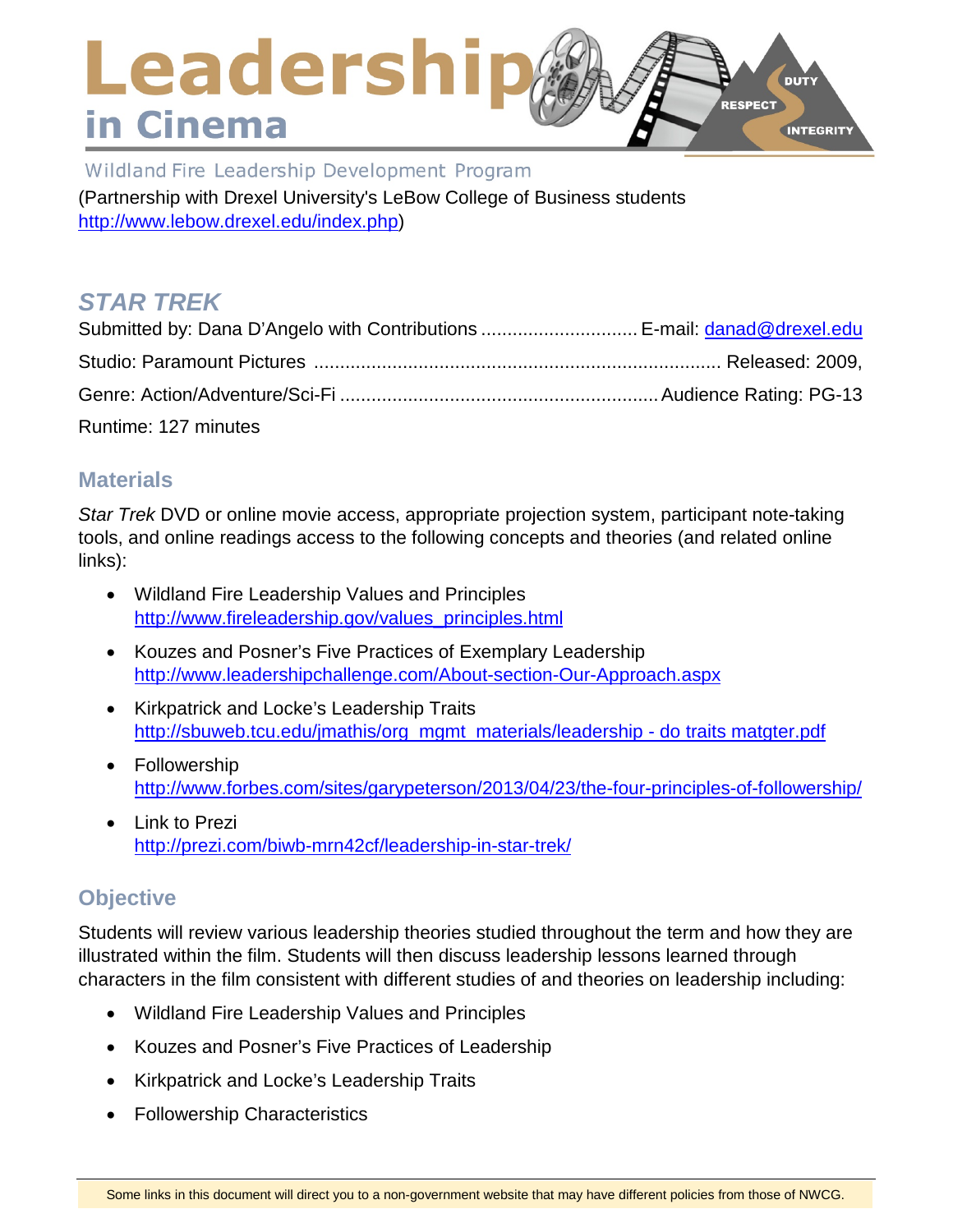# Leadership in Cinema

Wildland Fire Leadership Development Program

(Partnership with Drexel University's LeBow College of Business students http://www.lebow.drexel.edu/index.php)

## *STAR TREK*

Submitted by: Dana D'Angelo with Contributions .............................. E-mail: danad@drexel.edu

Studio: Paramount Pictures .............................................................................. Released: 2009,

Genre: Action/Adventure/Sci-Fi ........................................................... Audience Rating: PG-13

Runtime: 127 minutes

## Materials

*Star Trek* DVD or online movie access, appropriate projection system, participant note-taking tools, and online readings access to the following concepts and theories (and related online links):

- Wildland Fire Leadership Values and Principles
  http://www.fireleadership.gov/values_principles.html
- Kouzes and Posner's Five Practices of Exemplary Leadership
  http://www.leadershipchallenge.com/About-section-Our-Approach.aspx
- Kirkpatrick and Locke's Leadership Traits
  http://sbuweb.tcu.edu/jmathis/org_mgmt_materials/leadership - do traits matgter.pdf
- Followership
  http://www.forbes.com/sites/garypeterson/2013/04/23/the-four-principles-of-followership/
- Link to Prezi
  http://prezi.com/biwb-mrn42cf/leadership-in-star-trek/

## Objective

Students will review various leadership theories studied throughout the term and how they are illustrated within the film. Students will then discuss leadership lessons learned through characters in the film consistent with different studies of and theories on leadership including:

- Wildland Fire Leadership Values and Principles
- Kouzes and Posner's Five Practices of Leadership
- Kirkpatrick and Locke's Leadership Traits
- Followership Characteristics

Some links in this document will direct you to a non-government website that may have different policies from those of NWCG.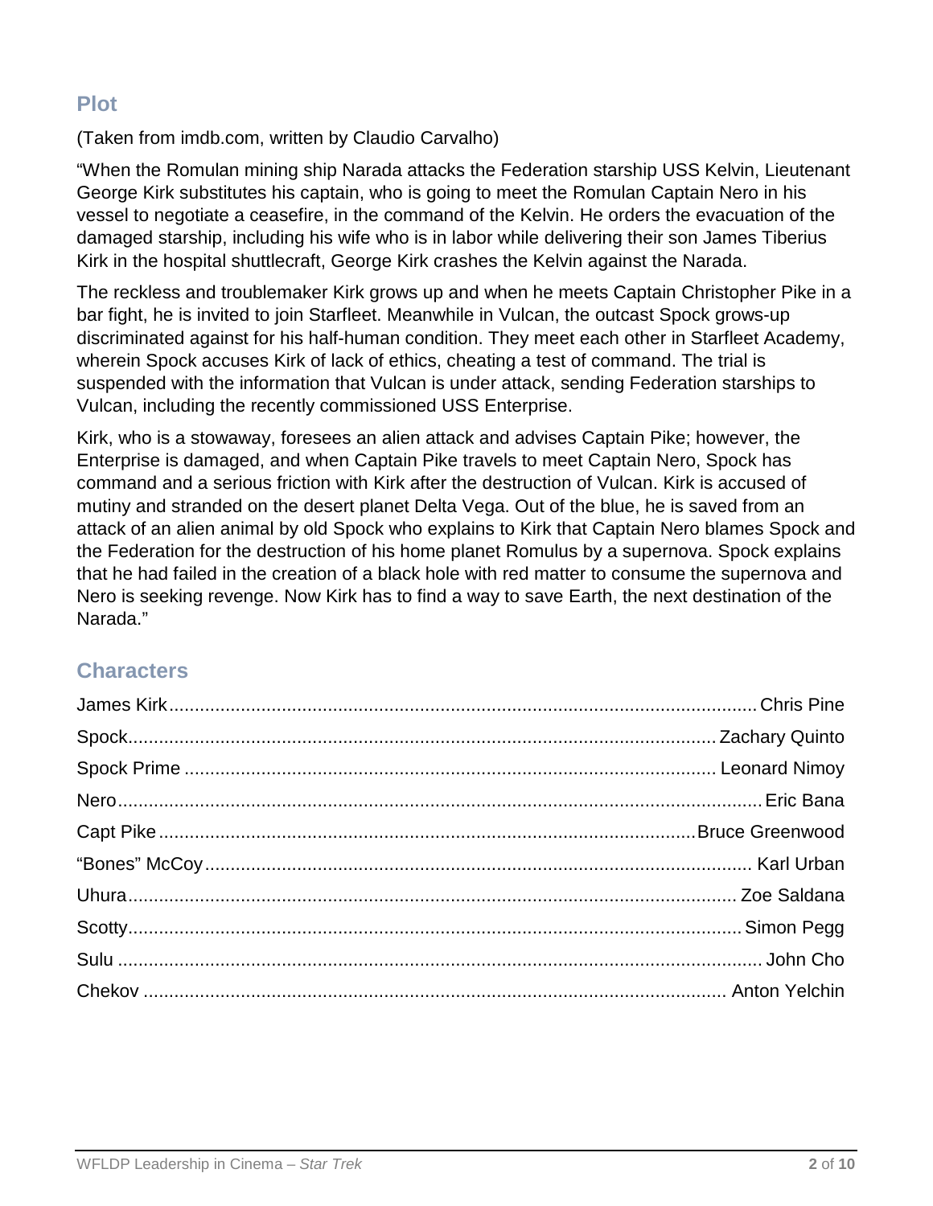## Plot

(Taken from imdb.com, written by Claudio Carvalho)

"When the Romulan mining ship Narada attacks the Federation starship USS Kelvin, Lieutenant George Kirk substitutes his captain, who is going to meet the Romulan Captain Nero in his vessel to negotiate a ceasefire, in the command of the Kelvin. He orders the evacuation of the damaged starship, including his wife who is in labor while delivering their son James Tiberius Kirk in the hospital shuttlecraft, George Kirk crashes the Kelvin against the Narada.

The reckless and troublemaker Kirk grows up and when he meets Captain Christopher Pike in a bar fight, he is invited to join Starfleet. Meanwhile in Vulcan, the outcast Spock grows-up discriminated against for his half-human condition. They meet each other in Starfleet Academy, wherein Spock accuses Kirk of lack of ethics, cheating a test of command. The trial is suspended with the information that Vulcan is under attack, sending Federation starships to Vulcan, including the recently commissioned USS Enterprise.

Kirk, who is a stowaway, foresees an alien attack and advises Captain Pike; however, the Enterprise is damaged, and when Captain Pike travels to meet Captain Nero, Spock has command and a serious friction with Kirk after the destruction of Vulcan. Kirk is accused of mutiny and stranded on the desert planet Delta Vega. Out of the blue, he is saved from an attack of an alien animal by old Spock who explains to Kirk that Captain Nero blames Spock and the Federation for the destruction of his home planet Romulus by a supernova. Spock explains that he had failed in the creation of a black hole with red matter to consume the supernova and Nero is seeking revenge. Now Kirk has to find a way to save Earth, the next destination of the Narada."

## Characters

James Kirk.................................................... Chris Pine
Spock.................................................... Zachary Quinto
Spock Prime.................................................... Leonard Nimoy
Nero.................................................... Eric Bana
Capt Pike.................................................... Bruce Greenwood
"Bones" McCoy.................................................... Karl Urban
Uhura.................................................... Zoe Saldana
Scotty.................................................... Simon Pegg
Sulu.................................................... John Cho
Chekov.................................................... Anton Yelchin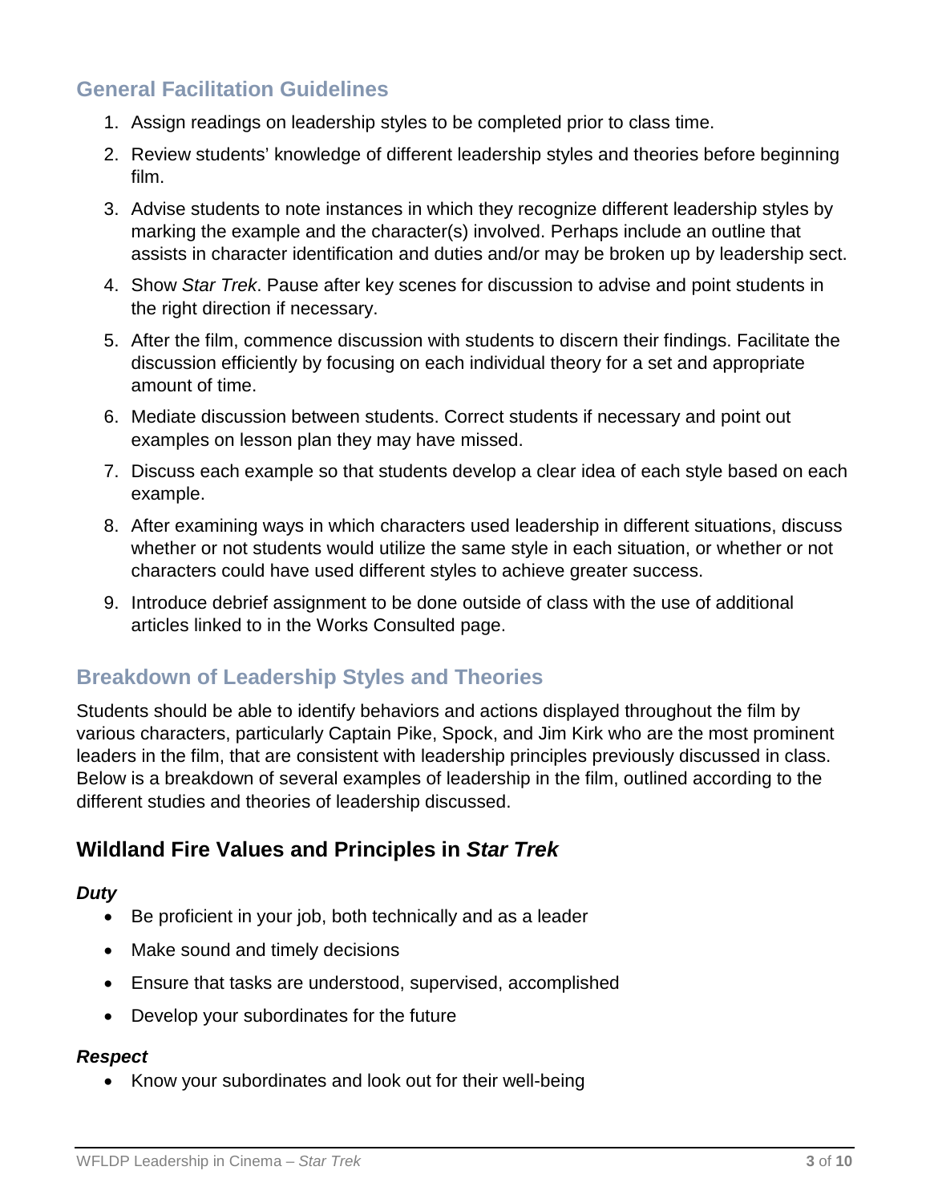## General Facilitation Guidelines

1. Assign readings on leadership styles to be completed prior to class time.
2. Review students' knowledge of different leadership styles and theories before beginning film.
3. Advise students to note instances in which they recognize different leadership styles by marking the example and the character(s) involved. Perhaps include an outline that assists in character identification and duties and/or may be broken up by leadership sect.
4. Show *Star Trek*. Pause after key scenes for discussion to advise and point students in the right direction if necessary.
5. After the film, commence discussion with students to discern their findings. Facilitate the discussion efficiently by focusing on each individual theory for a set and appropriate amount of time.
6. Mediate discussion between students. Correct students if necessary and point out examples on lesson plan they may have missed.
7. Discuss each example so that students develop a clear idea of each style based on each example.
8. After examining ways in which characters used leadership in different situations, discuss whether or not students would utilize the same style in each situation, or whether or not characters could have used different styles to achieve greater success.
9. Introduce debrief assignment to be done outside of class with the use of additional articles linked to in the Works Consulted page.

## Breakdown of Leadership Styles and Theories

Students should be able to identify behaviors and actions displayed throughout the film by various characters, particularly Captain Pike, Spock, and Jim Kirk who are the most prominent leaders in the film, that are consistent with leadership principles previously discussed in class. Below is a breakdown of several examples of leadership in the film, outlined according to the different studies and theories of leadership discussed.

## Wildland Fire Values and Principles in *Star Trek*

### *Duty*

- Be proficient in your job, both technically and as a leader
- Make sound and timely decisions
- Ensure that tasks are understood, supervised, accomplished
- Develop your subordinates for the future

### *Respect*

- Know your subordinates and look out for their well-being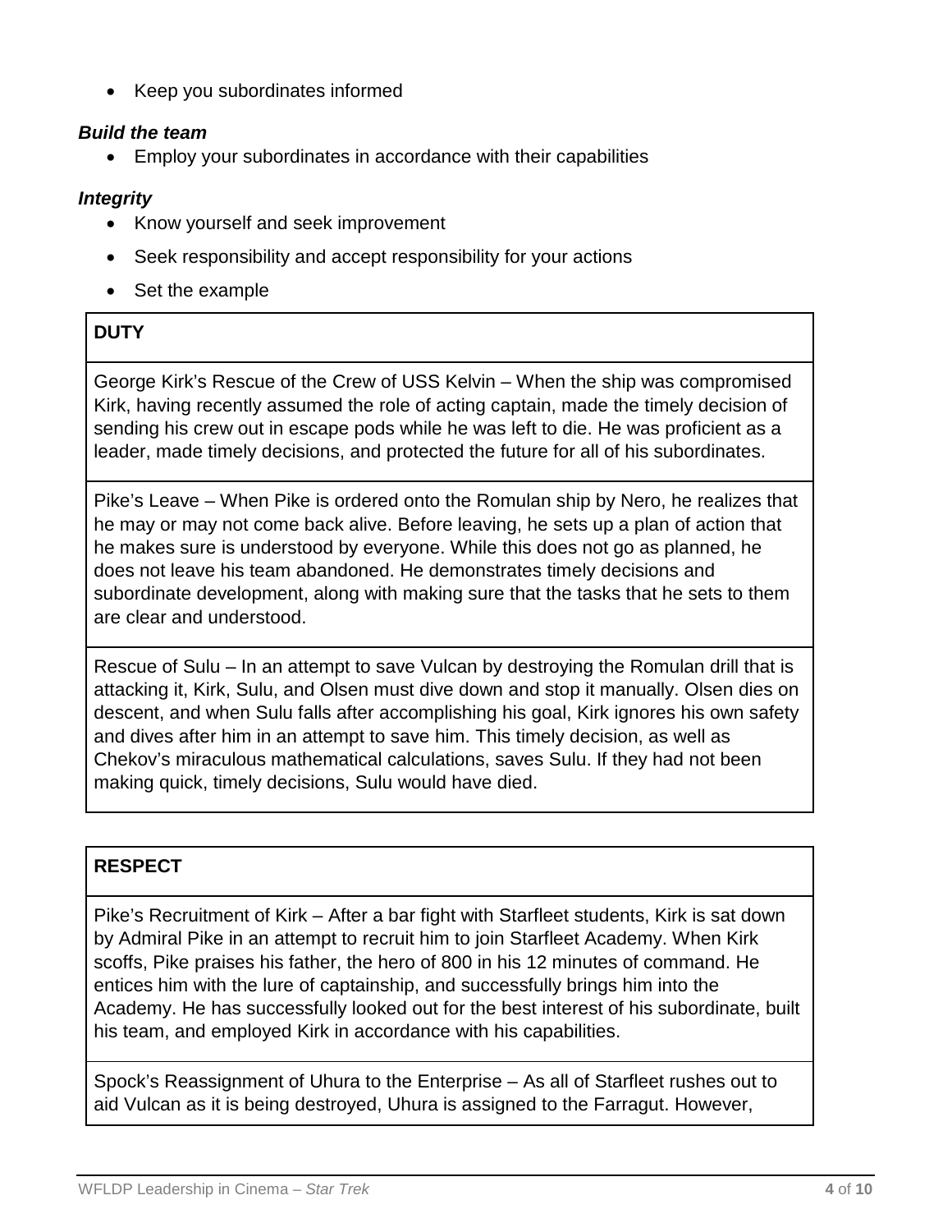- Keep you subordinates informed

***Build the team***

- Employ your subordinates in accordance with their capabilities

***Integrity***

- Know yourself and seek improvement
- Seek responsibility and accept responsibility for your actions
- Set the example

| **DUTY** |
| --- |
| George Kirk's Rescue of the Crew of USS Kelvin – When the ship was compromised Kirk, having recently assumed the role of acting captain, made the timely decision of sending his crew out in escape pods while he was left to die. He was proficient as a leader, made timely decisions, and protected the future for all of his subordinates. |
| Pike's Leave – When Pike is ordered onto the Romulan ship by Nero, he realizes that he may or may not come back alive. Before leaving, he sets up a plan of action that he makes sure is understood by everyone. While this does not go as planned, he does not leave his team abandoned. He demonstrates timely decisions and subordinate development, along with making sure that the tasks that he sets to them are clear and understood. |
| Rescue of Sulu – In an attempt to save Vulcan by destroying the Romulan drill that is attacking it, Kirk, Sulu, and Olsen must dive down and stop it manually. Olsen dies on descent, and when Sulu falls after accomplishing his goal, Kirk ignores his own safety and dives after him in an attempt to save him. This timely decision, as well as Chekov's miraculous mathematical calculations, saves Sulu. If they had not been making quick, timely decisions, Sulu would have died. |

| **RESPECT** |
| --- |
| Pike's Recruitment of Kirk – After a bar fight with Starfleet students, Kirk is sat down by Admiral Pike in an attempt to recruit him to join Starfleet Academy. When Kirk scoffs, Pike praises his father, the hero of 800 in his 12 minutes of command. He entices him with the lure of captainship, and successfully brings him into the Academy. He has successfully looked out for the best interest of his subordinate, built his team, and employed Kirk in accordance with his capabilities. |
| Spock's Reassignment of Uhura to the Enterprise – As all of Starfleet rushes out to aid Vulcan as it is being destroyed, Uhura is assigned to the Farragut. However, |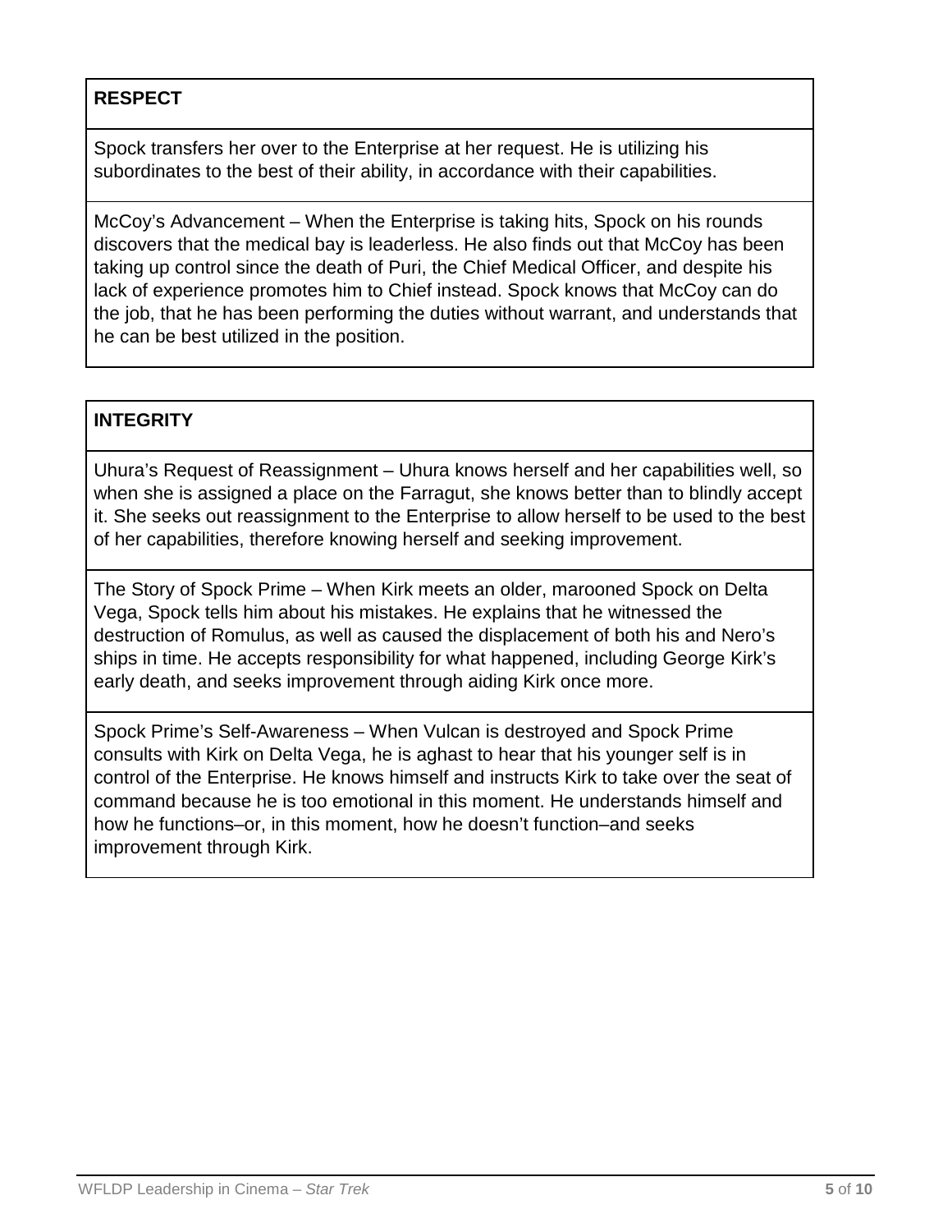| **RESPECT** |
|---|
| Spock transfers her over to the Enterprise at her request. He is utilizing his subordinates to the best of their ability, in accordance with their capabilities. |
| McCoy's Advancement – When the Enterprise is taking hits, Spock on his rounds discovers that the medical bay is leaderless. He also finds out that McCoy has been taking up control since the death of Puri, the Chief Medical Officer, and despite his lack of experience promotes him to Chief instead. Spock knows that McCoy can do the job, that he has been performing the duties without warrant, and understands that he can be best utilized in the position. |

| **INTEGRITY** |
|---|
| Uhura's Request of Reassignment – Uhura knows herself and her capabilities well, so when she is assigned a place on the Farragut, she knows better than to blindly accept it. She seeks out reassignment to the Enterprise to allow herself to be used to the best of her capabilities, therefore knowing herself and seeking improvement. |
| The Story of Spock Prime – When Kirk meets an older, marooned Spock on Delta Vega, Spock tells him about his mistakes. He explains that he witnessed the destruction of Romulus, as well as caused the displacement of both his and Nero's ships in time. He accepts responsibility for what happened, including George Kirk's early death, and seeks improvement through aiding Kirk once more. |
| Spock Prime's Self-Awareness – When Vulcan is destroyed and Spock Prime consults with Kirk on Delta Vega, he is aghast to hear that his younger self is in control of the Enterprise. He knows himself and instructs Kirk to take over the seat of command because he is too emotional in this moment. He understands himself and how he functions–or, in this moment, how he doesn't function–and seeks improvement through Kirk. |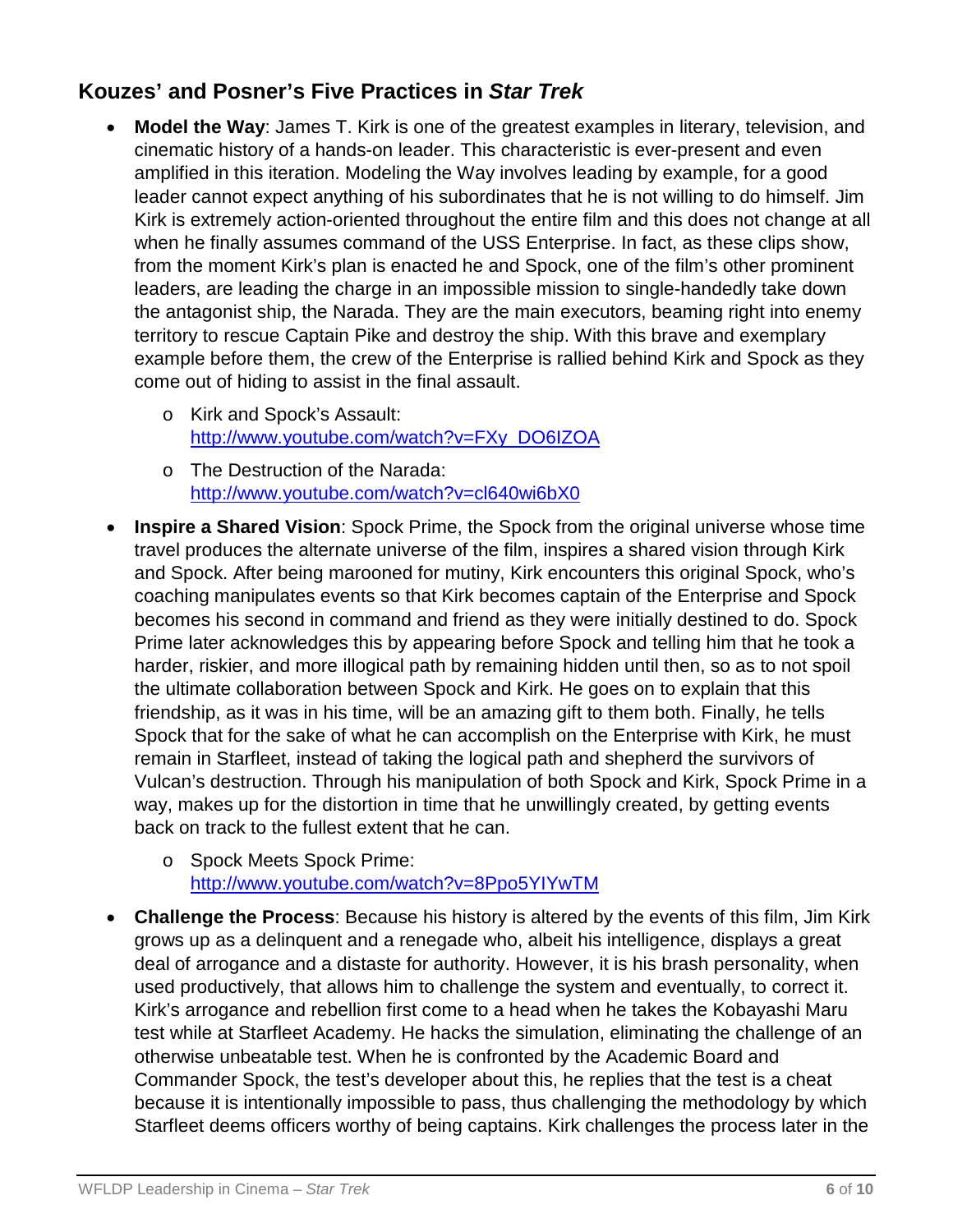## Kouzes' and Posner's Five Practices in *Star Trek*

- **Model the Way**: James T. Kirk is one of the greatest examples in literary, television, and cinematic history of a hands-on leader. This characteristic is ever-present and even amplified in this iteration. Modeling the Way involves leading by example, for a good leader cannot expect anything of his subordinates that he is not willing to do himself. Jim Kirk is extremely action-oriented throughout the entire film and this does not change at all when he finally assumes command of the USS Enterprise. In fact, as these clips show, from the moment Kirk's plan is enacted he and Spock, one of the film's other prominent leaders, are leading the charge in an impossible mission to single-handedly take down the antagonist ship, the Narada. They are the main executors, beaming right into enemy territory to rescue Captain Pike and destroy the ship. With this brave and exemplary example before them, the crew of the Enterprise is rallied behind Kirk and Spock as they come out of hiding to assist in the final assault.
    - Kirk and Spock's Assault: [http://www.youtube.com/watch?v=FXy_DO6IZOA](http://www.youtube.com/watch?v=FXy_DO6IZOA)
    - The Destruction of the Narada: [http://www.youtube.com/watch?v=cl640wi6bX0](http://www.youtube.com/watch?v=cl640wi6bX0)
- **Inspire a Shared Vision**: Spock Prime, the Spock from the original universe whose time travel produces the alternate universe of the film, inspires a shared vision through Kirk and Spock. After being marooned for mutiny, Kirk encounters this original Spock, who's coaching manipulates events so that Kirk becomes captain of the Enterprise and Spock becomes his second in command and friend as they were initially destined to do. Spock Prime later acknowledges this by appearing before Spock and telling him that he took a harder, riskier, and more illogical path by remaining hidden until then, so as to not spoil the ultimate collaboration between Spock and Kirk. He goes on to explain that this friendship, as it was in his time, will be an amazing gift to them both. Finally, he tells Spock that for the sake of what he can accomplish on the Enterprise with Kirk, he must remain in Starfleet, instead of taking the logical path and shepherd the survivors of Vulcan's destruction. Through his manipulation of both Spock and Kirk, Spock Prime in a way, makes up for the distortion in time that he unwillingly created, by getting events back on track to the fullest extent that he can.
    - Spock Meets Spock Prime: [http://www.youtube.com/watch?v=8Ppo5YIYwTM](http://www.youtube.com/watch?v=8Ppo5YIYwTM)
- **Challenge the Process**: Because his history is altered by the events of this film, Jim Kirk grows up as a delinquent and a renegade who, albeit his intelligence, displays a great deal of arrogance and a distaste for authority. However, it is his brash personality, when used productively, that allows him to challenge the system and eventually, to correct it. Kirk's arrogance and rebellion first come to a head when he takes the Kobayashi Maru test while at Starfleet Academy. He hacks the simulation, eliminating the challenge of an otherwise unbeatable test. When he is confronted by the Academic Board and Commander Spock, the test's developer about this, he replies that the test is a cheat because it is intentionally impossible to pass, thus challenging the methodology by which Starfleet deems officers worthy of being captains. Kirk challenges the process later in the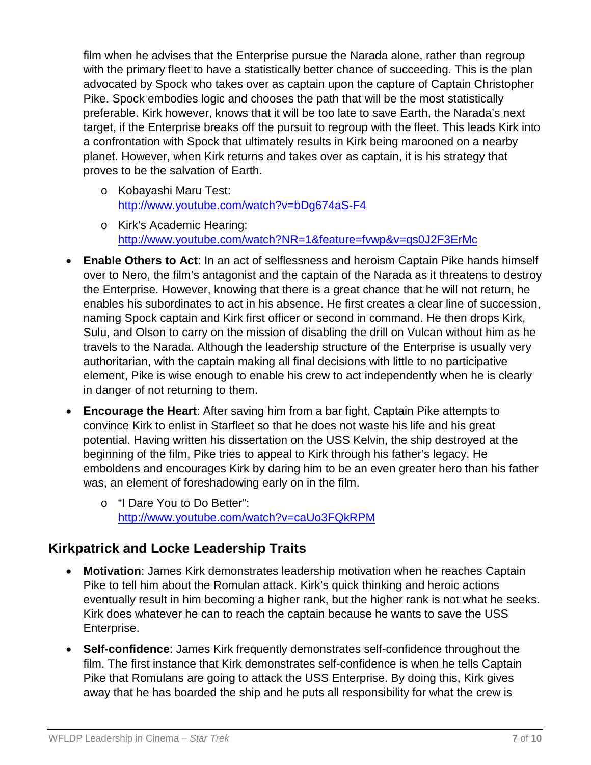film when he advises that the Enterprise pursue the Narada alone, rather than regroup with the primary fleet to have a statistically better chance of succeeding. This is the plan advocated by Spock who takes over as captain upon the capture of Captain Christopher Pike. Spock embodies logic and chooses the path that will be the most statistically preferable. Kirk however, knows that it will be too late to save Earth, the Narada's next target, if the Enterprise breaks off the pursuit to regroup with the fleet. This leads Kirk into a confrontation with Spock that ultimately results in Kirk being marooned on a nearby planet. However, when Kirk returns and takes over as captain, it is his strategy that proves to be the salvation of Earth.

  - Kobayashi Maru Test: http://www.youtube.com/watch?v=bDg674aS-F4
  - Kirk's Academic Hearing: http://www.youtube.com/watch?NR=1&feature=fvwp&v=qs0J2F3ErMc

- **Enable Others to Act**: In an act of selflessness and heroism Captain Pike hands himself over to Nero, the film's antagonist and the captain of the Narada as it threatens to destroy the Enterprise. However, knowing that there is a great chance that he will not return, he enables his subordinates to act in his absence. He first creates a clear line of succession, naming Spock captain and Kirk first officer or second in command. He then drops Kirk, Sulu, and Olson to carry on the mission of disabling the drill on Vulcan without him as he travels to the Narada. Although the leadership structure of the Enterprise is usually very authoritarian, with the captain making all final decisions with little to no participative element, Pike is wise enough to enable his crew to act independently when he is clearly in danger of not returning to them.

- **Encourage the Heart**: After saving him from a bar fight, Captain Pike attempts to convince Kirk to enlist in Starfleet so that he does not waste his life and his great potential. Having written his dissertation on the USS Kelvin, the ship destroyed at the beginning of the film, Pike tries to appeal to Kirk through his father's legacy. He emboldens and encourages Kirk by daring him to be an even greater hero than his father was, an element of foreshadowing early on in the film.
  - "I Dare You to Do Better": http://www.youtube.com/watch?v=caUo3FQkRPM

## Kirkpatrick and Locke Leadership Traits

- **Motivation**: James Kirk demonstrates leadership motivation when he reaches Captain Pike to tell him about the Romulan attack. Kirk's quick thinking and heroic actions eventually result in him becoming a higher rank, but the higher rank is not what he seeks. Kirk does whatever he can to reach the captain because he wants to save the USS Enterprise.

- **Self-confidence**: James Kirk frequently demonstrates self-confidence throughout the film. The first instance that Kirk demonstrates self-confidence is when he tells Captain Pike that Romulans are going to attack the USS Enterprise. By doing this, Kirk gives away that he has boarded the ship and he puts all responsibility for what the crew is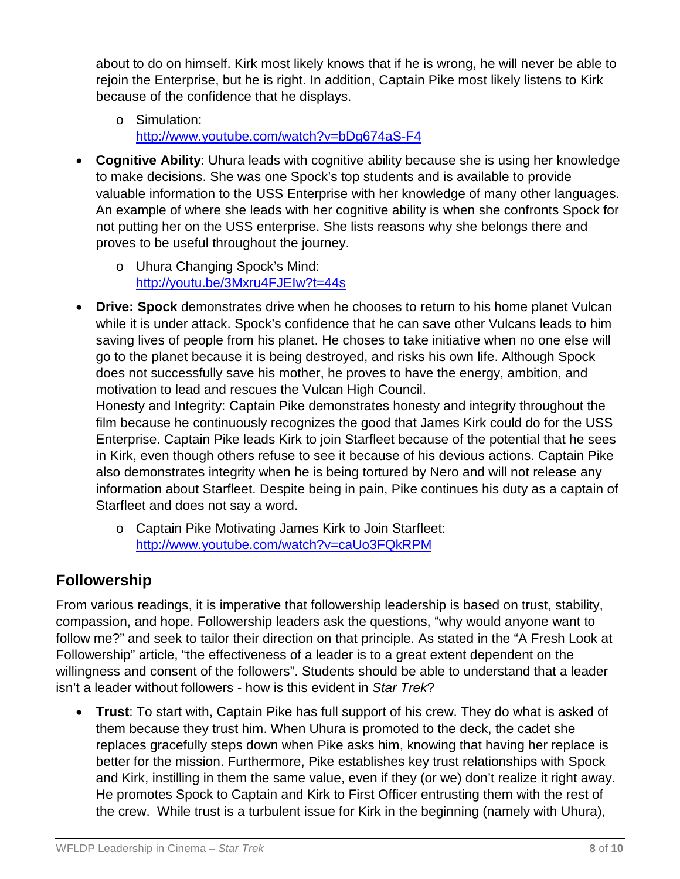about to do on himself. Kirk most likely knows that if he is wrong, he will never be able to rejoin the Enterprise, but he is right. In addition, Captain Pike most likely listens to Kirk because of the confidence that he displays.

  - Simulation: http://www.youtube.com/watch?v=bDg674aS-F4

- **Cognitive Ability**: Uhura leads with cognitive ability because she is using her knowledge to make decisions. She was one Spock's top students and is available to provide valuable information to the USS Enterprise with her knowledge of many other languages. An example of where she leads with her cognitive ability is when she confronts Spock for not putting her on the USS enterprise. She lists reasons why she belongs there and proves to be useful throughout the journey.

  - Uhura Changing Spock's Mind: http://youtu.be/3Mxru4FJEIw?t=44s

- **Drive: Spock** demonstrates drive when he chooses to return to his home planet Vulcan while it is under attack. Spock's confidence that he can save other Vulcans leads to him saving lives of people from his planet. He choses to take initiative when no one else will go to the planet because it is being destroyed, and risks his own life. Although Spock does not successfully save his mother, he proves to have the energy, ambition, and motivation to lead and rescues the Vulcan High Council.
  Honesty and Integrity: Captain Pike demonstrates honesty and integrity throughout the film because he continuously recognizes the good that James Kirk could do for the USS Enterprise. Captain Pike leads Kirk to join Starfleet because of the potential that he sees in Kirk, even though others refuse to see it because of his devious actions. Captain Pike also demonstrates integrity when he is being tortured by Nero and will not release any information about Starfleet. Despite being in pain, Pike continues his duty as a captain of Starfleet and does not say a word.

  - Captain Pike Motivating James Kirk to Join Starfleet: http://www.youtube.com/watch?v=caUo3FQkRPM

## Followership

From various readings, it is imperative that followership leadership is based on trust, stability, compassion, and hope. Followership leaders ask the questions, "why would anyone want to follow me?" and seek to tailor their direction on that principle. As stated in the "A Fresh Look at Followership" article, "the effectiveness of a leader is to a great extent dependent on the willingness and consent of the followers". Students should be able to understand that a leader isn't a leader without followers - how is this evident in *Star Trek*?

- **Trust**: To start with, Captain Pike has full support of his crew. They do what is asked of them because they trust him. When Uhura is promoted to the deck, the cadet she replaces gracefully steps down when Pike asks him, knowing that having her replace is better for the mission. Furthermore, Pike establishes key trust relationships with Spock and Kirk, instilling in them the same value, even if they (or we) don't realize it right away. He promotes Spock to Captain and Kirk to First Officer entrusting them with the rest of the crew. While trust is a turbulent issue for Kirk in the beginning (namely with Uhura),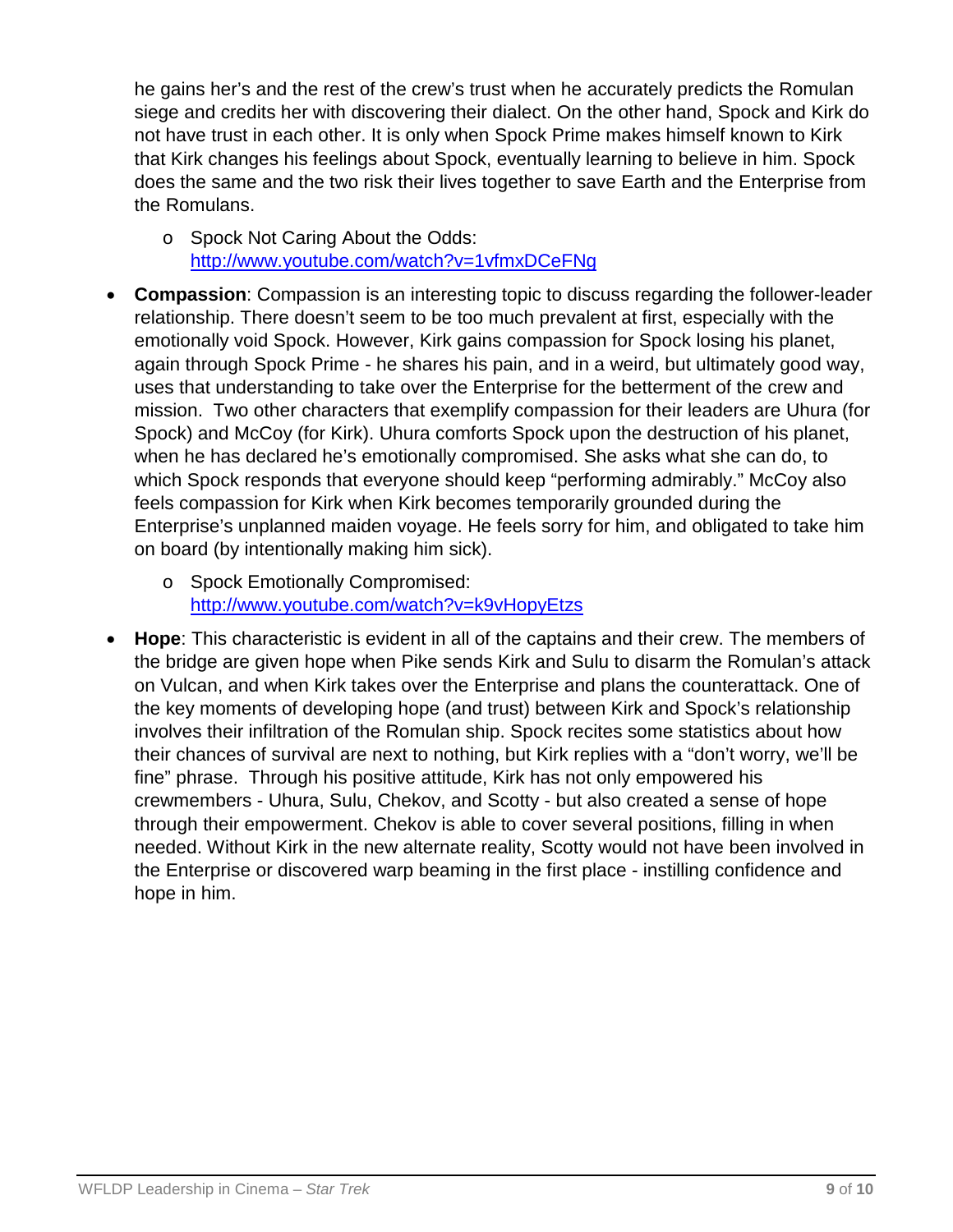he gains her's and the rest of the crew's trust when he accurately predicts the Romulan siege and credits her with discovering their dialect. On the other hand, Spock and Kirk do not have trust in each other. It is only when Spock Prime makes himself known to Kirk that Kirk changes his feelings about Spock, eventually learning to believe in him. Spock does the same and the two risk their lives together to save Earth and the Enterprise from the Romulans.

  - Spock Not Caring About the Odds: http://www.youtube.com/watch?v=1vfmxDCeFNg

- **Compassion**: Compassion is an interesting topic to discuss regarding the follower-leader relationship. There doesn't seem to be too much prevalent at first, especially with the emotionally void Spock. However, Kirk gains compassion for Spock losing his planet, again through Spock Prime - he shares his pain, and in a weird, but ultimately good way, uses that understanding to take over the Enterprise for the betterment of the crew and mission. Two other characters that exemplify compassion for their leaders are Uhura (for Spock) and McCoy (for Kirk). Uhura comforts Spock upon the destruction of his planet, when he has declared he's emotionally compromised. She asks what she can do, to which Spock responds that everyone should keep "performing admirably." McCoy also feels compassion for Kirk when Kirk becomes temporarily grounded during the Enterprise's unplanned maiden voyage. He feels sorry for him, and obligated to take him on board (by intentionally making him sick).

  - Spock Emotionally Compromised: http://www.youtube.com/watch?v=k9vHopyEtzs

- **Hope**: This characteristic is evident in all of the captains and their crew. The members of the bridge are given hope when Pike sends Kirk and Sulu to disarm the Romulan's attack on Vulcan, and when Kirk takes over the Enterprise and plans the counterattack. One of the key moments of developing hope (and trust) between Kirk and Spock's relationship involves their infiltration of the Romulan ship. Spock recites some statistics about how their chances of survival are next to nothing, but Kirk replies with a "don't worry, we'll be fine" phrase. Through his positive attitude, Kirk has not only empowered his crewmembers - Uhura, Sulu, Chekov, and Scotty - but also created a sense of hope through their empowerment. Chekov is able to cover several positions, filling in when needed. Without Kirk in the new alternate reality, Scotty would not have been involved in the Enterprise or discovered warp beaming in the first place - instilling confidence and hope in him.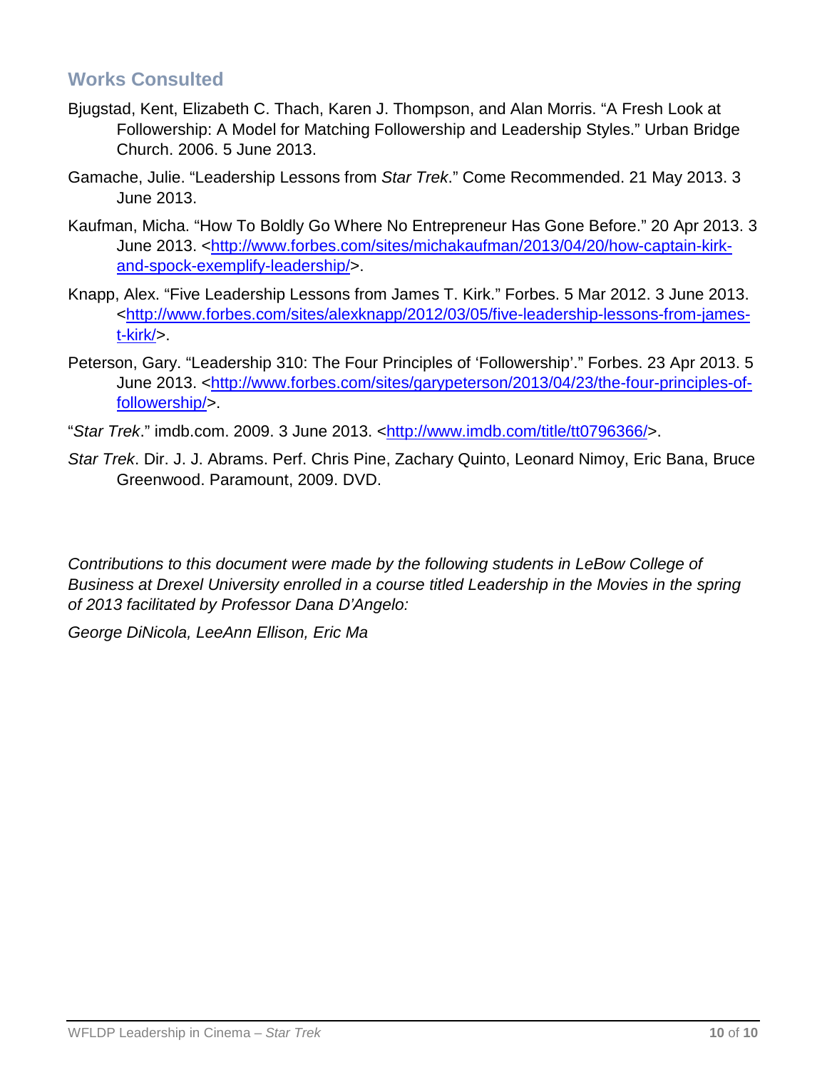## Works Consulted

Bjugstad, Kent, Elizabeth C. Thach, Karen J. Thompson, and Alan Morris. "A Fresh Look at Followership: A Model for Matching Followership and Leadership Styles." Urban Bridge Church. 2006. 5 June 2013.

Gamache, Julie. "Leadership Lessons from *Star Trek*." Come Recommended. 21 May 2013. 3 June 2013.

Kaufman, Micha. "How To Boldly Go Where No Entrepreneur Has Gone Before." 20 Apr 2013. 3 June 2013. <http://www.forbes.com/sites/michakaufman/2013/04/20/how-captain-kirk-and-spock-exemplify-leadership/>.

Knapp, Alex. "Five Leadership Lessons from James T. Kirk." Forbes. 5 Mar 2012. 3 June 2013. <http://www.forbes.com/sites/alexknapp/2012/03/05/five-leadership-lessons-from-james-t-kirk/>.

Peterson, Gary. "Leadership 310: The Four Principles of 'Followership'." Forbes. 23 Apr 2013. 5 June 2013. <http://www.forbes.com/sites/garypeterson/2013/04/23/the-four-principles-of-followership/>.

"*Star Trek*." imdb.com. 2009. 3 June 2013. <http://www.imdb.com/title/tt0796366/>.

*Star Trek*. Dir. J. J. Abrams. Perf. Chris Pine, Zachary Quinto, Leonard Nimoy, Eric Bana, Bruce Greenwood. Paramount, 2009. DVD.

*Contributions to this document were made by the following students in LeBow College of Business at Drexel University enrolled in a course titled Leadership in the Movies in the spring of 2013 facilitated by Professor Dana D'Angelo:*

*George DiNicola, LeeAnn Ellison, Eric Ma*